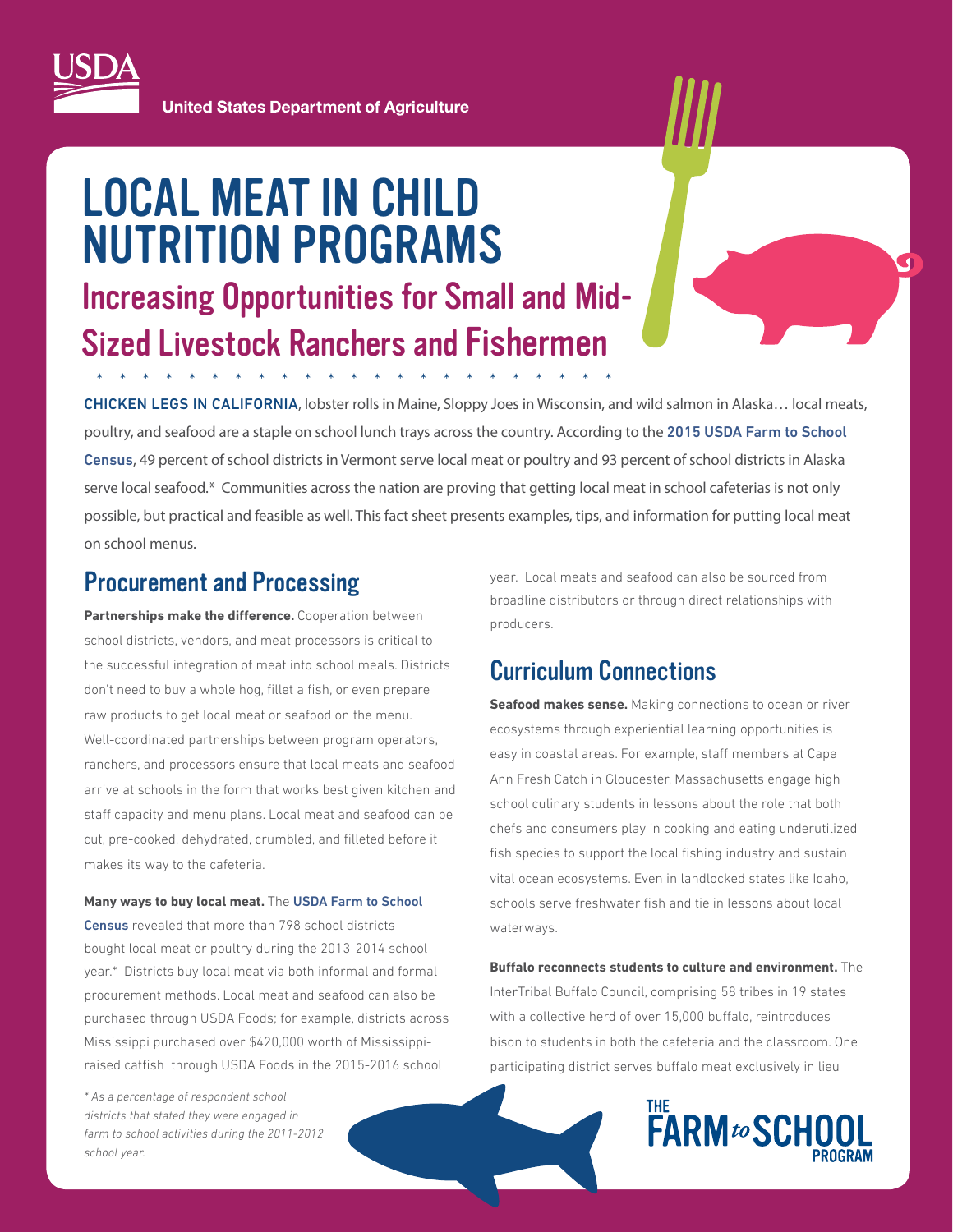United States Department of Agriculture

# LOCAL MEAT IN CHILD NUTRITION PROGRAMS

## Increasing Opportunities for Small and Mid-Sized Livestock Ranchers and Fishermen

CHICKEN LEGS IN CALIFORNIA, lobster rolls in Maine, Sloppy Joes in Wisconsin, and wild salmon in Alaska… local meats, poultry, and seafood are a staple on school lunch trays across the country. According to the 2015 USDA Farm to School Census, 49 percent of school districts in Vermont serve local meat or poultry and 93 percent of school districts in Alaska serve local seafood.* Communities across the nation are proving that getting local meat in school cafeterias is not only possible, but practical and feasible as well. This fact sheet presents examples, tips, and information for putting local meat on school menus.

## Procurement and Processing

**Partnerships make the difference.** Cooperation between school districts, vendors, and meat processors is critical to the successful integration of meat into school meals. Districts don't need to buy a whole hog, fillet a fish, or even prepare raw products to get local meat or seafood on the menu. Well-coordinated partnerships between program operators, ranchers, and processors ensure that local meats and seafood arrive at schools in the form that works best given kitchen and staff capacity and menu plans. Local meat and seafood can be cut, pre-cooked, dehydrated, crumbled, and filleted before it makes its way to the cafeteria.

**Many ways to buy local meat.** The USDA Farm to School Census revealed that more than 798 school districts bought local meat or poultry during the 2013-2014 school year.* Districts buy local meat via both informal and formal procurement methods. Local meat and seafood can also be purchased through USDA Foods; for example, districts across Mississippi purchased over $420,000 worth of Mississippi-raised catfish through USDA Foods in the 2015-2016 school year. Local meats and seafood can also be sourced from broadline distributors or through direct relationships with producers.

## Curriculum Connections

**Seafood makes sense.** Making connections to ocean or river ecosystems through experiential learning opportunities is easy in coastal areas. For example, staff members at Cape Ann Fresh Catch in Gloucester, Massachusetts engage high school culinary students in lessons about the role that both chefs and consumers play in cooking and eating underutilized fish species to support the local fishing industry and sustain vital ocean ecosystems. Even in landlocked states like Idaho, schools serve freshwater fish and tie in lessons about local waterways.

**Buffalo reconnects students to culture and environment.** The InterTribal Buffalo Council, comprising 58 tribes in 19 states with a collective herd of over 15,000 buffalo, reintroduces bison to students in both the cafeteria and the classroom. One participating district serves buffalo meat exclusively in lieu

*\* As a percentage of respondent school districts that stated they were engaged in farm to school activities during the 2011-2012 school year.*

THE FARM to SCHOOL PROGRAM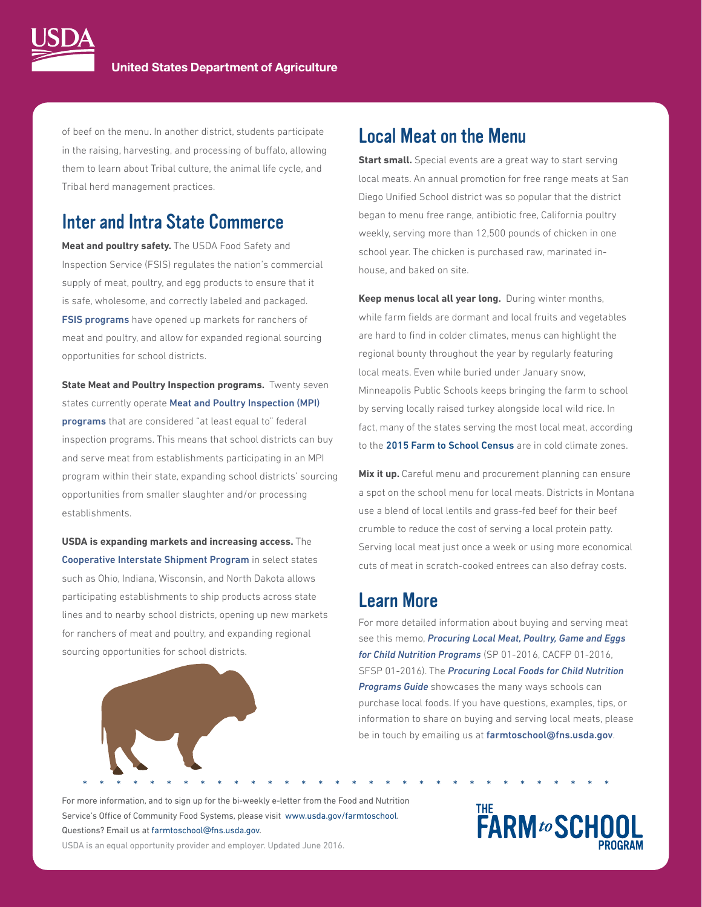of beef on the menu. In another district, students participate in the raising, harvesting, and processing of buffalo, allowing them to learn about Tribal culture, the animal life cycle, and Tribal herd management practices.

## Inter and Intra State Commerce

**Meat and poultry safety.** The USDA Food Safety and Inspection Service (FSIS) regulates the nation's commercial supply of meat, poultry, and egg products to ensure that it is safe, wholesome, and correctly labeled and packaged. FSIS programs have opened up markets for ranchers of meat and poultry, and allow for expanded regional sourcing opportunities for school districts.

**State Meat and Poultry Inspection programs.** Twenty seven states currently operate Meat and Poultry Inspection (MPI) programs that are considered "at least equal to" federal inspection programs. This means that school districts can buy and serve meat from establishments participating in an MPI program within their state, expanding school districts' sourcing opportunities from smaller slaughter and/or processing establishments.

**USDA is expanding markets and increasing access.** The Cooperative Interstate Shipment Program in select states such as Ohio, Indiana, Wisconsin, and North Dakota allows participating establishments to ship products across state lines and to nearby school districts, opening up new markets for ranchers of meat and poultry, and expanding regional sourcing opportunities for school districts.

## Local Meat on the Menu

**Start small.** Special events are a great way to start serving local meats. An annual promotion for free range meats at San Diego Unified School district was so popular that the district began to menu free range, antibiotic free, California poultry weekly, serving more than 12,500 pounds of chicken in one school year. The chicken is purchased raw, marinated in-house, and baked on site.

**Keep menus local all year long.** During winter months, while farm fields are dormant and local fruits and vegetables are hard to find in colder climates, menus can highlight the regional bounty throughout the year by regularly featuring local meats. Even while buried under January snow, Minneapolis Public Schools keeps bringing the farm to school by serving locally raised turkey alongside local wild rice. In fact, many of the states serving the most local meat, according to the 2015 Farm to School Census are in cold climate zones.

**Mix it up.** Careful menu and procurement planning can ensure a spot on the school menu for local meats. Districts in Montana use a blend of local lentils and grass-fed beef for their beef crumble to reduce the cost of serving a local protein patty. Serving local meat just once a week or using more economical cuts of meat in scratch-cooked entrees can also defray costs.

## Learn More

For more detailed information about buying and serving meat see this memo, ***Procuring Local Meat, Poultry, Game and Eggs for Child Nutrition Programs*** (SP 01-2016, CACFP 01-2016, SFSP 01-2016). The ***Procuring Local Foods for Child Nutrition Programs Guide*** showcases the many ways schools can purchase local foods. If you have questions, examples, tips, or information to share on buying and serving local meats, please be in touch by emailing us at farmtoschool@fns.usda.gov.

For more information, and to sign up for the bi-weekly e-letter from the Food and Nutrition Service's Office of Community Food Systems, please visit www.usda.gov/farmtoschool. Questions? Email us at farmtoschool@fns.usda.gov.

USDA is an equal opportunity provider and employer. Updated June 2016.

THE FARM to SCHOOL PROGRAM